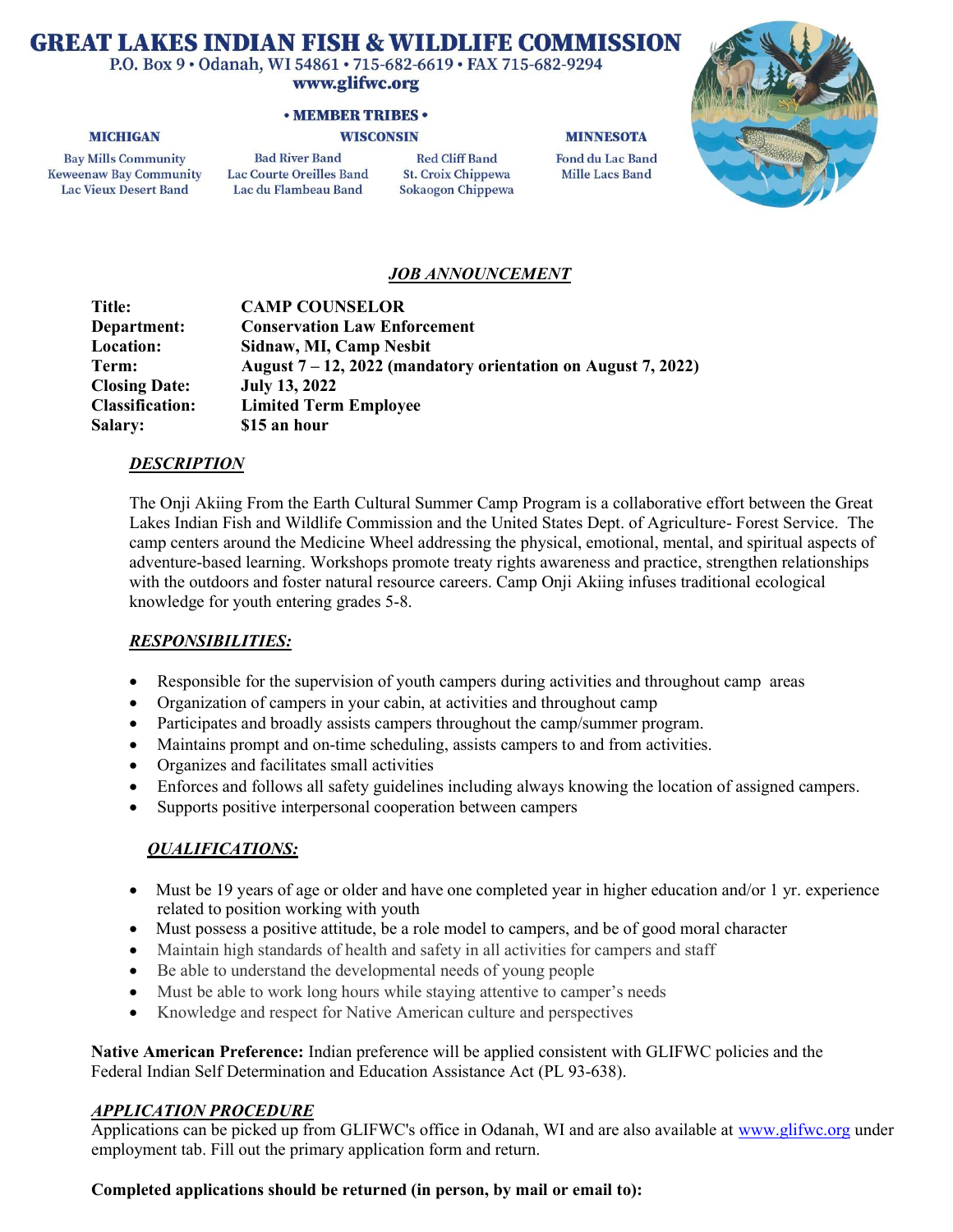# GREAT LAKES INDIAN FISH & WILDLIFE COMMISSION

P.O. Box 9 • Odanah, WI 54861 • 715-682-6619 • FAX 715-682-9294
www.glifwc.org

**• MEMBER TRIBES •**

| MICHIGAN | WISCONSIN | | MINNESOTA |
|---|---|---|---|
| Bay Mills Community | Bad River Band | Red Cliff Band | Fond du Lac Band |
| Keweenaw Bay Community | Lac Courte Oreilles Band | St. Croix Chippewa | Mille Lacs Band |
| Lac Vieux Desert Band | Lac du Flambeau Band | Sokaogon Chippewa | |

## *JOB ANNOUNCEMENT*

| | |
|---|---|
| **Title:** | **CAMP COUNSELOR** |
| **Department:** | **Conservation Law Enforcement** |
| **Location:** | **Sidnaw, MI, Camp Nesbit** |
| **Term:** | **August 7 – 12, 2022 (mandatory orientation on August 7, 2022)** |
| **Closing Date:** | **July 13, 2022** |
| **Classification:** | **Limited Term Employee** |
| **Salary:** | **$15 an hour** |

### *DESCRIPTION*

The Onji Akiing From the Earth Cultural Summer Camp Program is a collaborative effort between the Great Lakes Indian Fish and Wildlife Commission and the United States Dept. of Agriculture- Forest Service. The camp centers around the Medicine Wheel addressing the physical, emotional, mental, and spiritual aspects of adventure-based learning. Workshops promote treaty rights awareness and practice, strengthen relationships with the outdoors and foster natural resource careers. Camp Onji Akiing infuses traditional ecological knowledge for youth entering grades 5-8.

### *RESPONSIBILITIES:*

- Responsible for the supervision of youth campers during activities and throughout camp areas
- Organization of campers in your cabin, at activities and throughout camp
- Participates and broadly assists campers throughout the camp/summer program.
- Maintains prompt and on-time scheduling, assists campers to and from activities.
- Organizes and facilitates small activities
- Enforces and follows all safety guidelines including always knowing the location of assigned campers.
- Supports positive interpersonal cooperation between campers

### *QUALIFICATIONS:*

- Must be 19 years of age or older and have one completed year in higher education and/or 1 yr. experience related to position working with youth
- Must possess a positive attitude, be a role model to campers, and be of good moral character
- Maintain high standards of health and safety in all activities for campers and staff
- Be able to understand the developmental needs of young people
- Must be able to work long hours while staying attentive to camper's needs
- Knowledge and respect for Native American culture and perspectives

**Native American Preference:** Indian preference will be applied consistent with GLIFWC policies and the Federal Indian Self Determination and Education Assistance Act (PL 93-638).

### *APPLICATION PROCEDURE*

Applications can be picked up from GLIFWC's office in Odanah, WI and are also available at www.glifwc.org under employment tab. Fill out the primary application form and return.

**Completed applications should be returned (in person, by mail or email to):**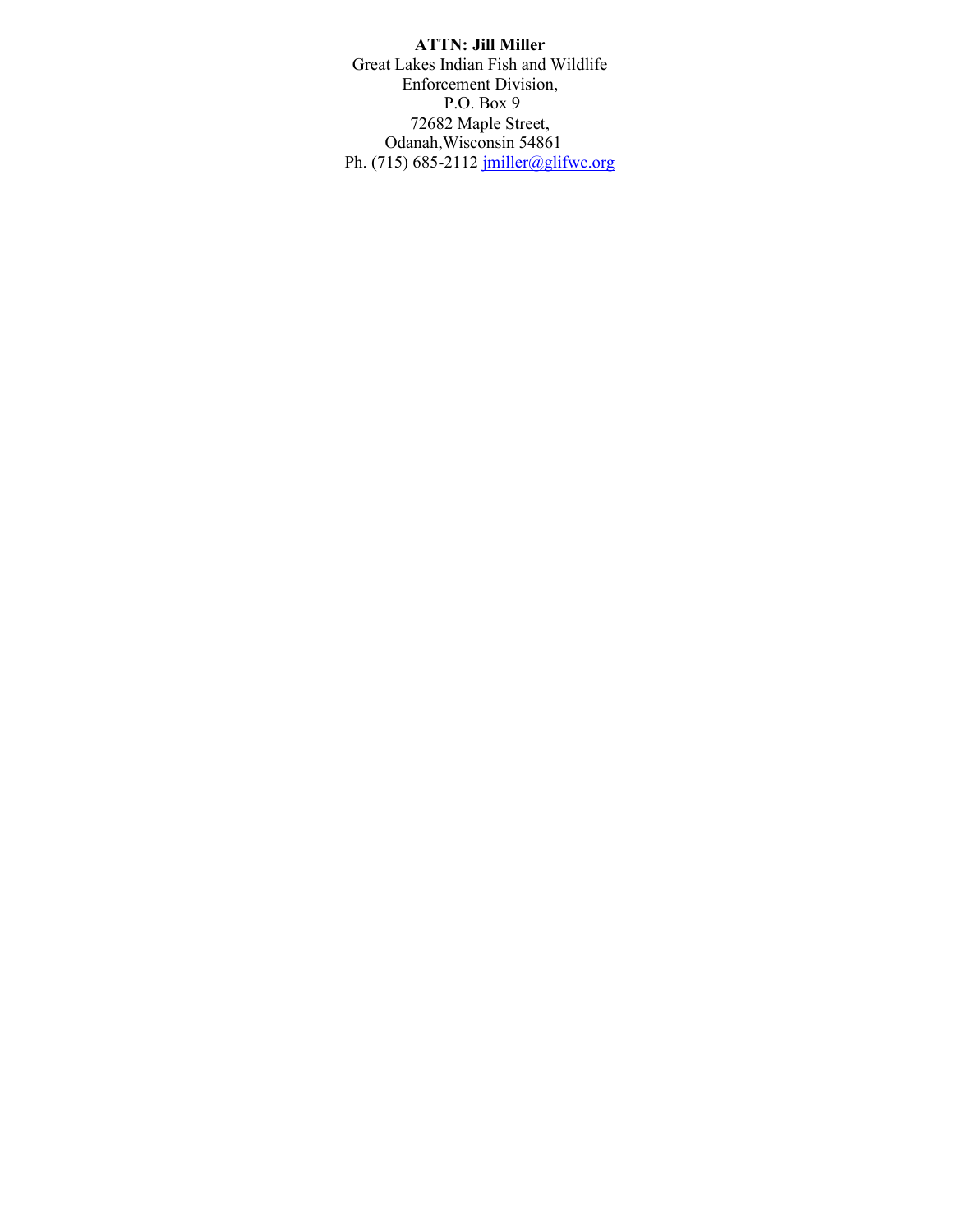**ATTN: Jill Miller**
Great Lakes Indian Fish and Wildlife
Enforcement Division,
P.O. Box 9
72682 Maple Street,
Odanah,Wisconsin 54861
Ph. (715) 685-2112 jmiller@glifwc.org